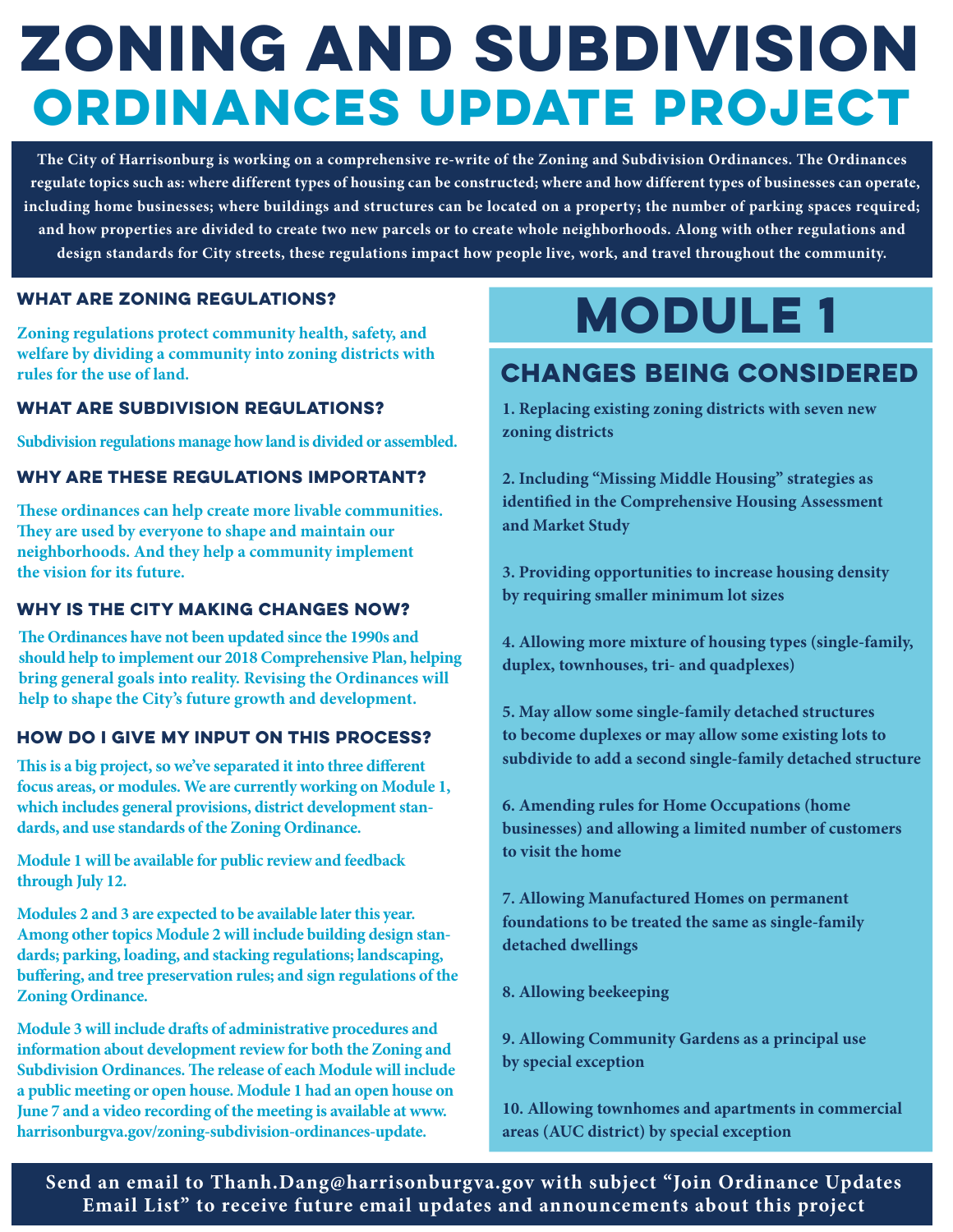# ZONING AND SUBDIVISION ORDINANCES UPDATE PROJECT

**The City of Harrisonburg is working on a comprehensive re-write of the Zoning and Subdivision Ordinances. The Ordinances regulate topics such as: where different types of housing can be constructed; where and how different types of businesses can operate, including home businesses; where buildings and structures can be located on a property; the number of parking spaces required; and how properties are divided to create two new parcels or to create whole neighborhoods. Along with other regulations and design standards for City streets, these regulations impact how people live, work, and travel throughout the community.**

## WHAT ARE ZONING REGULATIONS?

Zoning regulations protect community health, safety, and welfare by dividing a community into zoning districts with rules for the use of land.

## WHAT ARE SUBDIVISION REGULATIONS?

Subdivision regulations manage how land is divided or assembled.

## WHY ARE THESE REGULATIONS IMPORTANT?

These ordinances can help create more livable communities. They are used by everyone to shape and maintain our neighborhoods. And they help a community implement the vision for its future.

## WHY IS THE CITY MAKING CHANGES NOW?

The Ordinances have not been updated since the 1990s and should help to implement our 2018 Comprehensive Plan, helping bring general goals into reality. Revising the Ordinances will help to shape the City's future growth and development.

## HOW DO I GIVE MY INPUT ON THIS PROCESS?

This is a big project, so we've separated it into three different focus areas, or modules. We are currently working on Module 1, which includes general provisions, district development standards, and use standards of the Zoning Ordinance.

Module 1 will be available for public review and feedback through July 12.

Modules 2 and 3 are expected to be available later this year. Among other topics Module 2 will include building design standards; parking, loading, and stacking regulations; landscaping, buffering, and tree preservation rules; and sign regulations of the Zoning Ordinance.

Module 3 will include drafts of administrative procedures and information about development review for both the Zoning and Subdivision Ordinances. The release of each Module will include a public meeting or open house. Module 1 had an open house on June 7 and a video recording of the meeting is available at www.harrisonburgva.gov/zoning-subdivision-ordinances-update.

# MODULE 1

## CHANGES BEING CONSIDERED

1. Replacing existing zoning districts with seven new zoning districts
2. Including "Missing Middle Housing" strategies as identified in the Comprehensive Housing Assessment and Market Study
3. Providing opportunities to increase housing density by requiring smaller minimum lot sizes
4. Allowing more mixture of housing types (single-family, duplex, townhouses, tri- and quadplexes)
5. May allow some single-family detached structures to become duplexes or may allow some existing lots to subdivide to add a second single-family detached structure
6. Amending rules for Home Occupations (home businesses) and allowing a limited number of customers to visit the home
7. Allowing Manufactured Homes on permanent foundations to be treated the same as single-family detached dwellings
8. Allowing beekeeping
9. Allowing Community Gardens as a principal use by special exception
10. Allowing townhomes and apartments in commercial areas (AUC district) by special exception

**Send an email to Thanh.Dang@harrisonburgva.gov with subject "Join Ordinance Updates Email List" to receive future email updates and announcements about this project**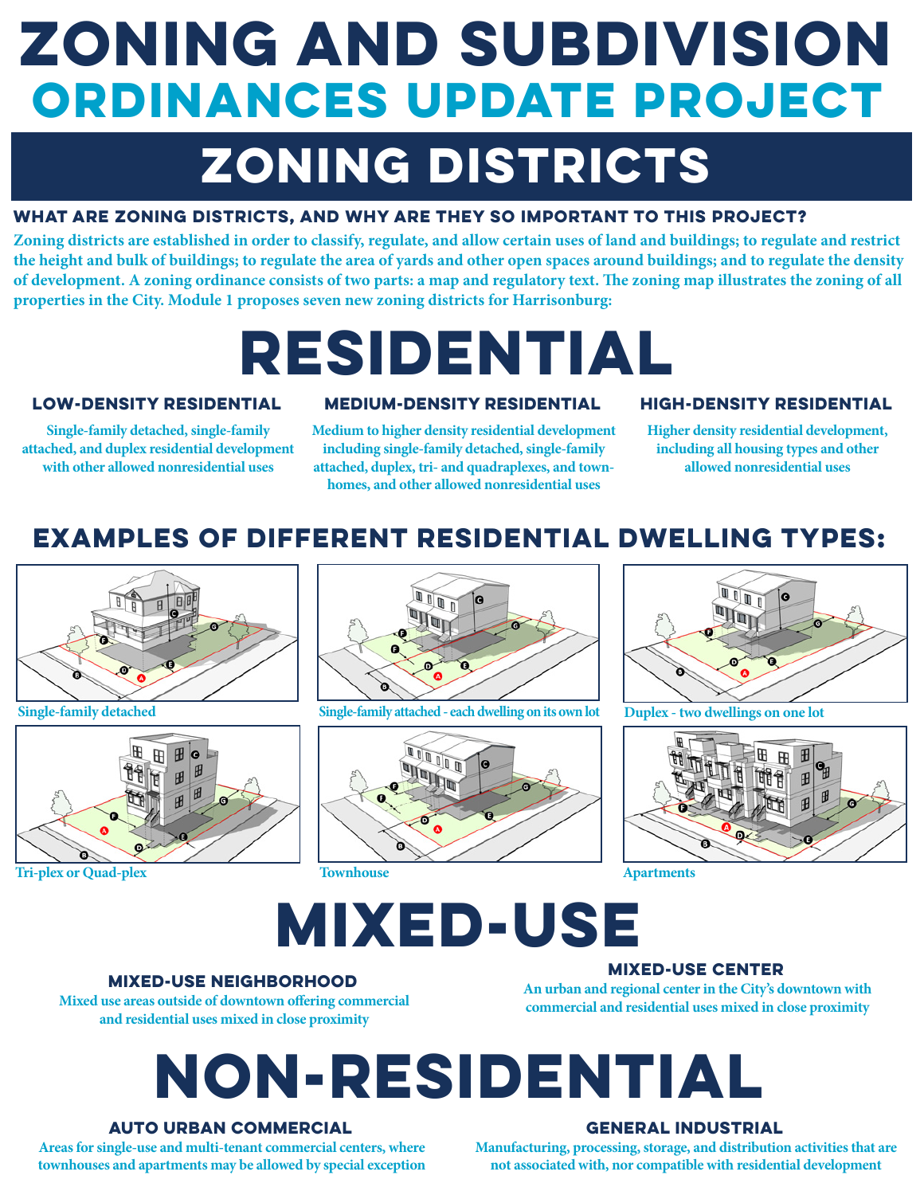# ZONING AND SUBDIVISION

# ORDINANCES UPDATE PROJECT

## ZONING DISTRICTS

### WHAT ARE ZONING DISTRICTS, AND WHY ARE THEY SO IMPORTANT TO THIS PROJECT?

**Zoning districts are established in order to classify, regulate, and allow certain uses of land and buildings; to regulate and restrict the height and bulk of buildings; to regulate the area of yards and other open spaces around buildings; and to regulate the density of development. A zoning ordinance consists of two parts: a map and regulatory text. The zoning map illustrates the zoning of all properties in the City. Module 1 proposes seven new zoning districts for Harrisonburg:**

## RESIDENTIAL

### LOW-DENSITY RESIDENTIAL

Single-family detached, single-family attached, and duplex residential development with other allowed nonresidential uses

### MEDIUM-DENSITY RESIDENTIAL

Medium to higher density residential development including single-family detached, single-family attached, duplex, tri- and quadraplexes, and townhomes, and other allowed nonresidential uses

### HIGH-DENSITY RESIDENTIAL

Higher density residential development, including all housing types and other allowed nonresidential uses

### EXAMPLES OF DIFFERENT RESIDENTIAL DWELLING TYPES:

Single-family detached

Single-family attached - each dwelling on its own lot

Duplex - two dwellings on one lot

Tri-plex or Quad-plex

Townhouse

Apartments

## MIXED-USE

### MIXED-USE NEIGHBORHOOD

Mixed use areas outside of downtown offering commercial and residential uses mixed in close proximity

### MIXED-USE CENTER

An urban and regional center in the City's downtown with commercial and residential uses mixed in close proximity

## NON-RESIDENTIAL

### AUTO URBAN COMMERCIAL

Areas for single-use and multi-tenant commercial centers, where townhouses and apartments may be allowed by special exception

### GENERAL INDUSTRIAL

Manufacturing, processing, storage, and distribution activities that are not associated with, nor compatible with residential development